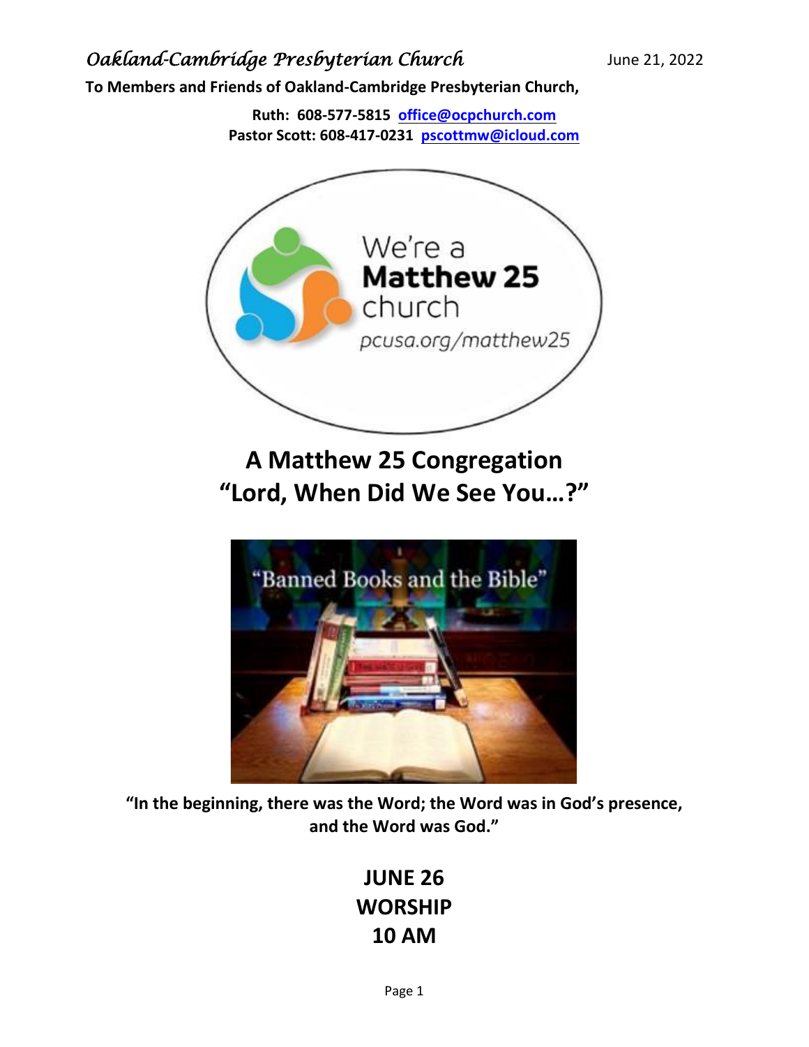*Oakland-Cambridge Presbyterian Church* June 21, 2022

**To Members and Friends of Oakland-Cambridge Presbyterian Church,**

**Ruth: 608-577-5815 office@ocpchurch.com**
**Pastor Scott: 608-417-0231 pscottmw@icloud.com**

We're a **Matthew 25** church
pcusa.org/matthew25

# A Matthew 25 Congregation
# "Lord, When Did We See You…?"

"Banned Books and the Bible"

**"In the beginning, there was the Word; the Word was in God's presence, and the Word was God."**

## JUNE 26
## WORSHIP
## 10 AM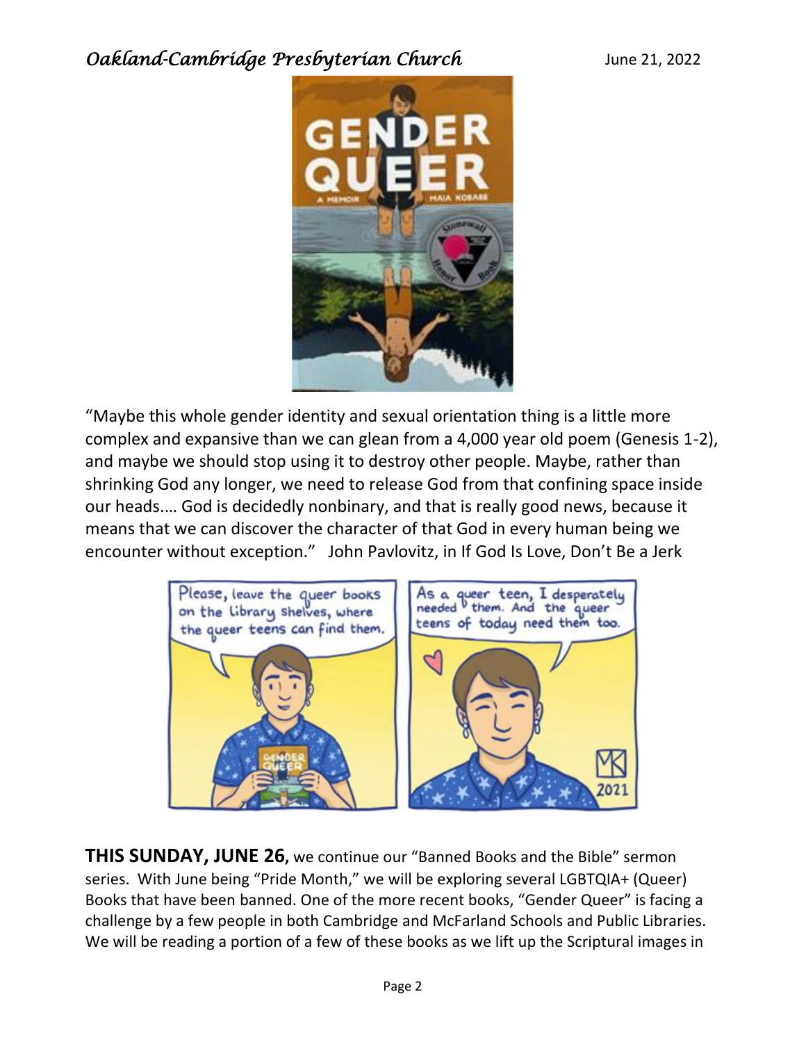"Maybe this whole gender identity and sexual orientation thing is a little more complex and expansive than we can glean from a 4,000 year old poem (Genesis 1-2), and maybe we should stop using it to destroy other people. Maybe, rather than shrinking God any longer, we need to release God from that confining space inside our heads.… God is decidedly nonbinary, and that is really good news, because it means that we can discover the character of that God in every human being we encounter without exception." John Pavlovitz, in If God Is Love, Don't Be a Jerk

**THIS SUNDAY, JUNE 26**, we continue our "Banned Books and the Bible" sermon series. With June being "Pride Month," we will be exploring several LGBTQIA+ (Queer) Books that have been banned. One of the more recent books, "Gender Queer" is facing a challenge by a few people in both Cambridge and McFarland Schools and Public Libraries. We will be reading a portion of a few of these books as we lift up the Scriptural images in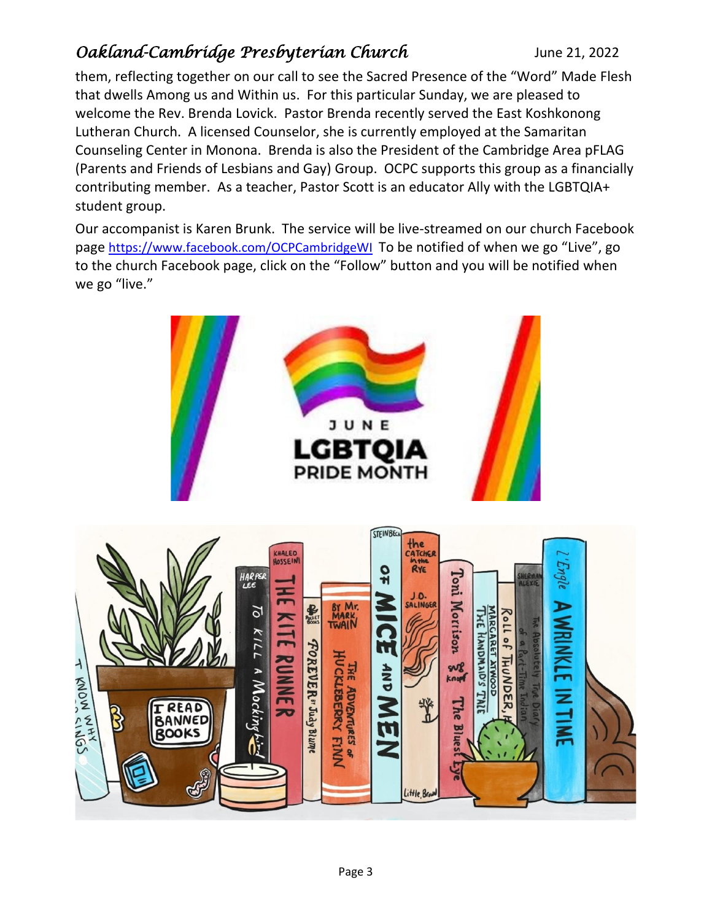them, reflecting together on our call to see the Sacred Presence of the "Word" Made Flesh that dwells Among us and Within us. For this particular Sunday, we are pleased to welcome the Rev. Brenda Lovick. Pastor Brenda recently served the East Koshkonong Lutheran Church. A licensed Counselor, she is currently employed at the Samaritan Counseling Center in Monona. Brenda is also the President of the Cambridge Area pFLAG (Parents and Friends of Lesbians and Gay) Group. OCPC supports this group as a financially contributing member. As a teacher, Pastor Scott is an educator Ally with the LGBTQIA+ student group.

Our accompanist is Karen Brunk. The service will be live-streamed on our church Facebook page https://www.facebook.com/OCPCambridgeWI To be notified of when we go "Live", go to the church Facebook page, click on the "Follow" button and you will be notified when we go "live."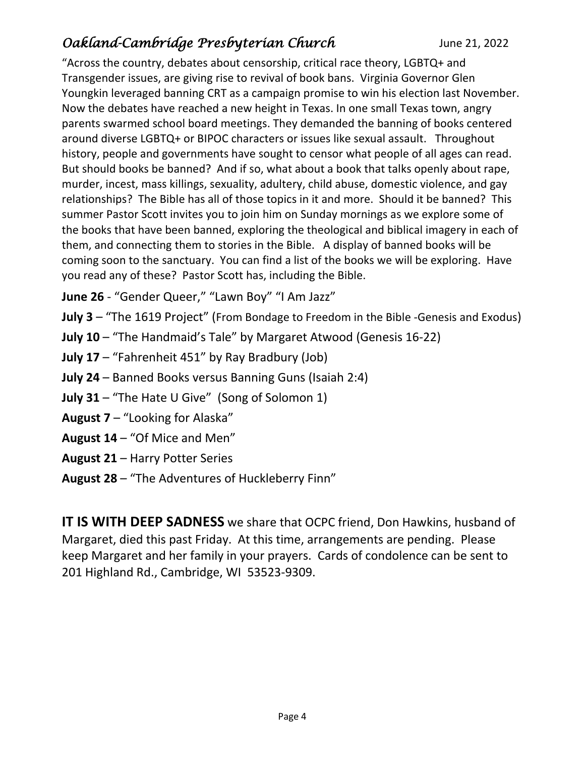"Across the country, debates about censorship, critical race theory, LGBTQ+ and Transgender issues, are giving rise to revival of book bans. Virginia Governor Glen Youngkin leveraged banning CRT as a campaign promise to win his election last November. Now the debates have reached a new height in Texas. In one small Texas town, angry parents swarmed school board meetings. They demanded the banning of books centered around diverse LGBTQ+ or BIPOC characters or issues like sexual assault. Throughout history, people and governments have sought to censor what people of all ages can read. But should books be banned? And if so, what about a book that talks openly about rape, murder, incest, mass killings, sexuality, adultery, child abuse, domestic violence, and gay relationships? The Bible has all of those topics in it and more. Should it be banned? This summer Pastor Scott invites you to join him on Sunday mornings as we explore some of the books that have been banned, exploring the theological and biblical imagery in each of them, and connecting them to stories in the Bible. A display of banned books will be coming soon to the sanctuary. You can find a list of the books we will be exploring. Have you read any of these? Pastor Scott has, including the Bible.

**June 26** - "Gender Queer," "Lawn Boy" "I Am Jazz"

**July 3** – "The 1619 Project" (From Bondage to Freedom in the Bible -Genesis and Exodus)

**July 10** – "The Handmaid's Tale" by Margaret Atwood (Genesis 16-22)

**July 17** – "Fahrenheit 451" by Ray Bradbury (Job)

**July 24** – Banned Books versus Banning Guns (Isaiah 2:4)

**July 31** – "The Hate U Give" (Song of Solomon 1)

**August 7** – "Looking for Alaska"

**August 14** – "Of Mice and Men"

**August 21** – Harry Potter Series

**August 28** – "The Adventures of Huckleberry Finn"

**IT IS WITH DEEP SADNESS** we share that OCPC friend, Don Hawkins, husband of Margaret, died this past Friday. At this time, arrangements are pending. Please keep Margaret and her family in your prayers. Cards of condolence can be sent to 201 Highland Rd., Cambridge, WI 53523-9309.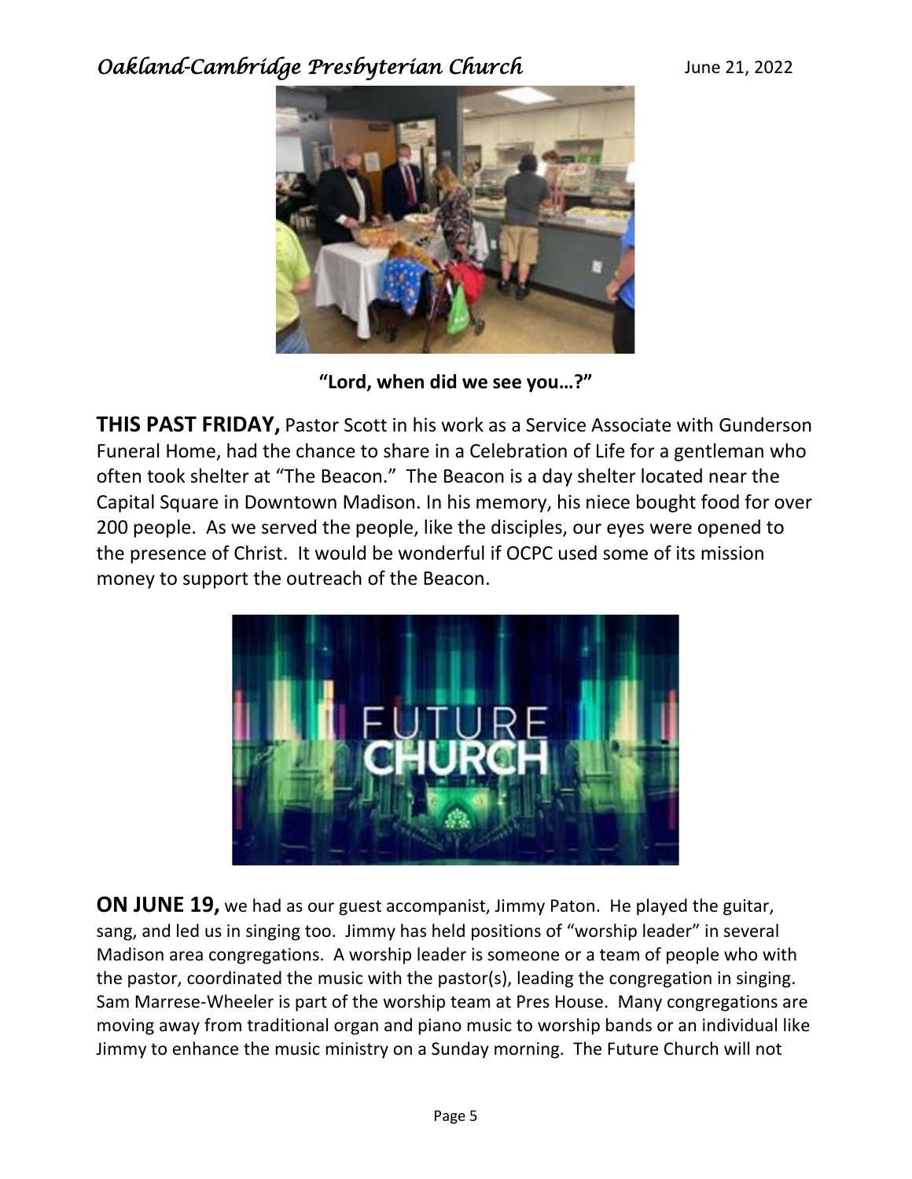**"Lord, when did we see you…?"**

**THIS PAST FRIDAY,** Pastor Scott in his work as a Service Associate with Gunderson Funeral Home, had the chance to share in a Celebration of Life for a gentleman who often took shelter at "The Beacon." The Beacon is a day shelter located near the Capital Square in Downtown Madison. In his memory, his niece bought food for over 200 people. As we served the people, like the disciples, our eyes were opened to the presence of Christ. It would be wonderful if OCPC used some of its mission money to support the outreach of the Beacon.

**ON JUNE 19,** we had as our guest accompanist, Jimmy Paton. He played the guitar, sang, and led us in singing too. Jimmy has held positions of "worship leader" in several Madison area congregations. A worship leader is someone or a team of people who with the pastor, coordinated the music with the pastor(s), leading the congregation in singing. Sam Marrese-Wheeler is part of the worship team at Pres House. Many congregations are moving away from traditional organ and piano music to worship bands or an individual like Jimmy to enhance the music ministry on a Sunday morning. The Future Church will not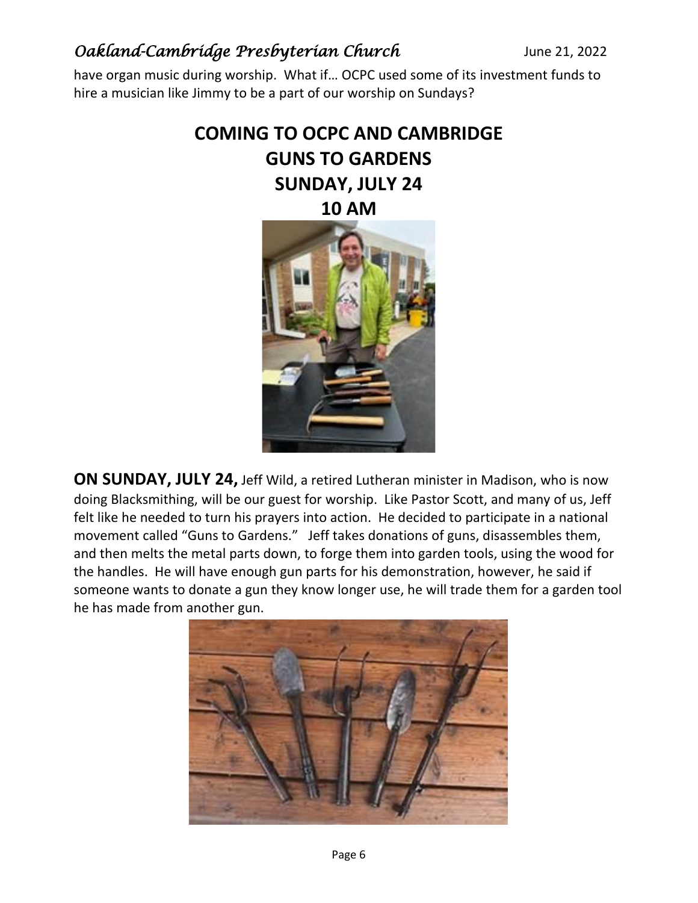have organ music during worship. What if… OCPC used some of its investment funds to hire a musician like Jimmy to be a part of our worship on Sundays?

## COMING TO OCPC AND CAMBRIDGE
## GUNS TO GARDENS
## SUNDAY, JULY 24
## 10 AM

**ON SUNDAY, JULY 24,** Jeff Wild, a retired Lutheran minister in Madison, who is now doing Blacksmithing, will be our guest for worship. Like Pastor Scott, and many of us, Jeff felt like he needed to turn his prayers into action. He decided to participate in a national movement called "Guns to Gardens." Jeff takes donations of guns, disassembles them, and then melts the metal parts down, to forge them into garden tools, using the wood for the handles. He will have enough gun parts for his demonstration, however, he said if someone wants to donate a gun they know longer use, he will trade them for a garden tool he has made from another gun.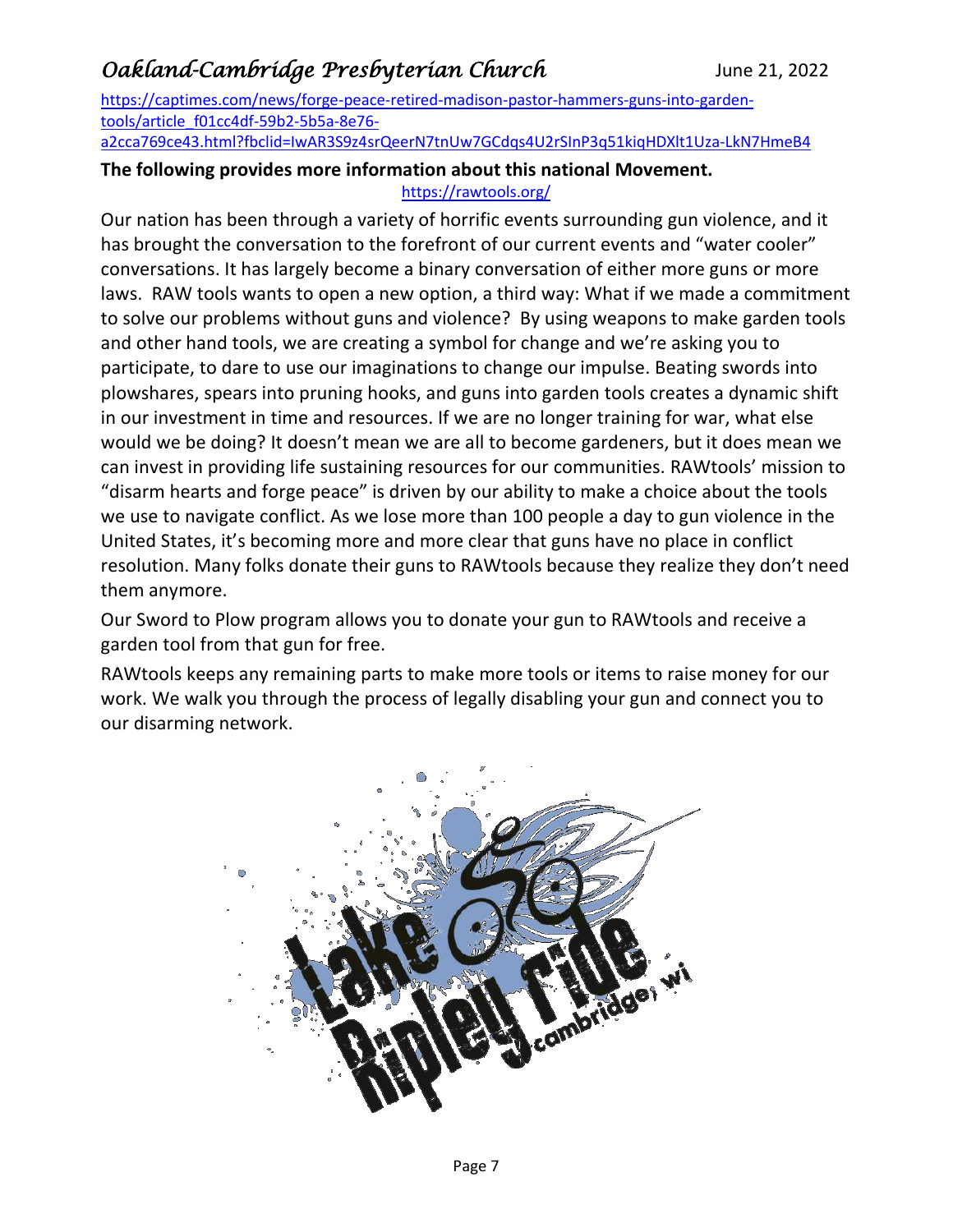https://captimes.com/news/forge-peace-retired-madison-pastor-hammers-guns-into-garden-tools/article_f01cc4df-59b2-5b5a-8e76-a2cca769ce43.html?fbclid=IwAR3S9z4srQeerN7tnUw7GCdqs4U2rSInP3q51kiqHDXlt1Uza-LkN7HmeB4

**The following provides more information about this national Movement.**

https://rawtools.org/

Our nation has been through a variety of horrific events surrounding gun violence, and it has brought the conversation to the forefront of our current events and "water cooler" conversations. It has largely become a binary conversation of either more guns or more laws. RAW tools wants to open a new option, a third way: What if we made a commitment to solve our problems without guns and violence? By using weapons to make garden tools and other hand tools, we are creating a symbol for change and we're asking you to participate, to dare to use our imaginations to change our impulse. Beating swords into plowshares, spears into pruning hooks, and guns into garden tools creates a dynamic shift in our investment in time and resources. If we are no longer training for war, what else would we be doing? It doesn't mean we are all to become gardeners, but it does mean we can invest in providing life sustaining resources for our communities. RAWtools' mission to "disarm hearts and forge peace" is driven by our ability to make a choice about the tools we use to navigate conflict. As we lose more than 100 people a day to gun violence in the United States, it's becoming more and more clear that guns have no place in conflict resolution. Many folks donate their guns to RAWtools because they realize they don't need them anymore.

Our Sword to Plow program allows you to donate your gun to RAWtools and receive a garden tool from that gun for free.

RAWtools keeps any remaining parts to make more tools or items to raise money for our work. We walk you through the process of legally disabling your gun and connect you to our disarming network.

Lake Ripley Ride cambridge, wi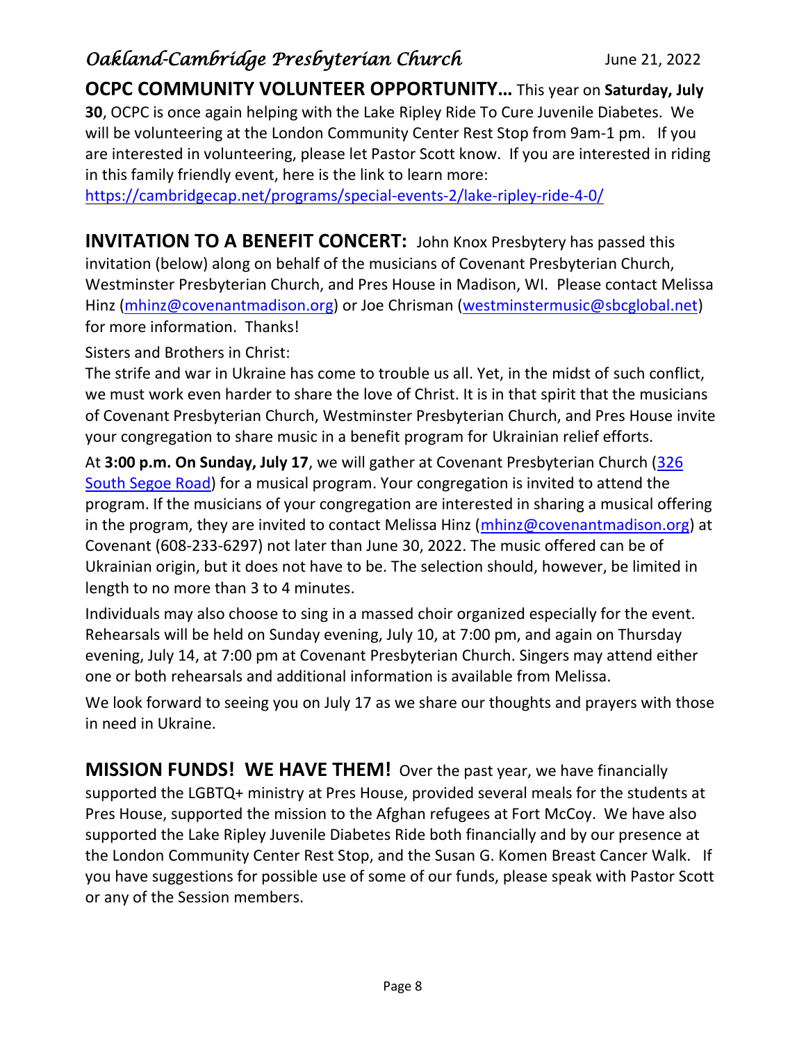**OCPC COMMUNITY VOLUNTEER OPPORTUNITY…** This year on **Saturday, July 30**, OCPC is once again helping with the Lake Ripley Ride To Cure Juvenile Diabetes. We will be volunteering at the London Community Center Rest Stop from 9am-1 pm. If you are interested in volunteering, please let Pastor Scott know. If you are interested in riding in this family friendly event, here is the link to learn more: https://cambridgecap.net/programs/special-events-2/lake-ripley-ride-4-0/

**INVITATION TO A BENEFIT CONCERT:** John Knox Presbytery has passed this invitation (below) along on behalf of the musicians of Covenant Presbyterian Church, Westminster Presbyterian Church, and Pres House in Madison, WI. Please contact Melissa Hinz (mhinz@covenantmadison.org) or Joe Chrisman (westminstermusic@sbcglobal.net) for more information. Thanks!

Sisters and Brothers in Christ:

The strife and war in Ukraine has come to trouble us all. Yet, in the midst of such conflict, we must work even harder to share the love of Christ. It is in that spirit that the musicians of Covenant Presbyterian Church, Westminster Presbyterian Church, and Pres House invite your congregation to share music in a benefit program for Ukrainian relief efforts.

At **3:00 p.m. On Sunday, July 17**, we will gather at Covenant Presbyterian Church (326 South Segoe Road) for a musical program. Your congregation is invited to attend the program. If the musicians of your congregation are interested in sharing a musical offering in the program, they are invited to contact Melissa Hinz (mhinz@covenantmadison.org) at Covenant (608-233-6297) not later than June 30, 2022. The music offered can be of Ukrainian origin, but it does not have to be. The selection should, however, be limited in length to no more than 3 to 4 minutes.

Individuals may also choose to sing in a massed choir organized especially for the event. Rehearsals will be held on Sunday evening, July 10, at 7:00 pm, and again on Thursday evening, July 14, at 7:00 pm at Covenant Presbyterian Church. Singers may attend either one or both rehearsals and additional information is available from Melissa.

We look forward to seeing you on July 17 as we share our thoughts and prayers with those in need in Ukraine.

**MISSION FUNDS! WE HAVE THEM!** Over the past year, we have financially supported the LGBTQ+ ministry at Pres House, provided several meals for the students at Pres House, supported the mission to the Afghan refugees at Fort McCoy. We have also supported the Lake Ripley Juvenile Diabetes Ride both financially and by our presence at the London Community Center Rest Stop, and the Susan G. Komen Breast Cancer Walk. If you have suggestions for possible use of some of our funds, please speak with Pastor Scott or any of the Session members.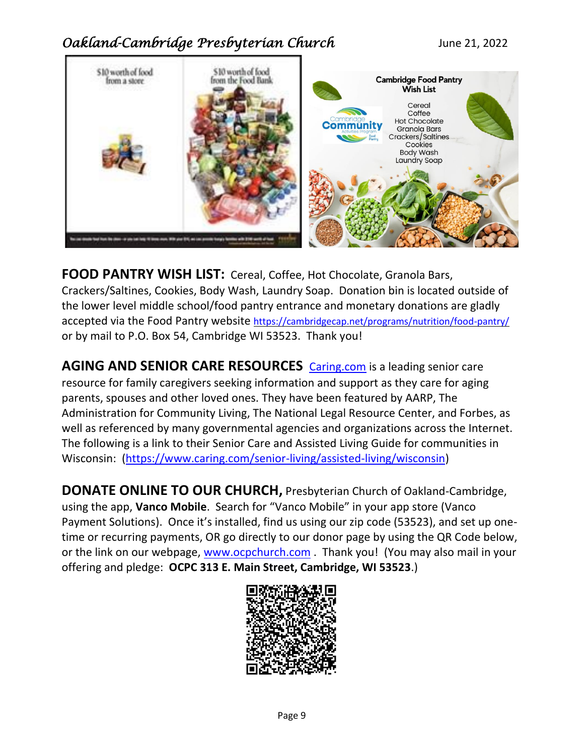**FOOD PANTRY WISH LIST:** Cereal, Coffee, Hot Chocolate, Granola Bars, Crackers/Saltines, Cookies, Body Wash, Laundry Soap. Donation bin is located outside of the lower level middle school/food pantry entrance and monetary donations are gladly accepted via the Food Pantry website https://cambridgecap.net/programs/nutrition/food-pantry/ or by mail to P.O. Box 54, Cambridge WI 53523. Thank you!

**AGING AND SENIOR CARE RESOURCES** [Caring.com](Caring.com) is a leading senior care resource for family caregivers seeking information and support as they care for aging parents, spouses and other loved ones. They have been featured by AARP, The Administration for Community Living, The National Legal Resource Center, and Forbes, as well as referenced by many governmental agencies and organizations across the Internet. The following is a link to their Senior Care and Assisted Living Guide for communities in Wisconsin: (https://www.caring.com/senior-living/assisted-living/wisconsin)

**DONATE ONLINE TO OUR CHURCH,** Presbyterian Church of Oakland-Cambridge, using the app, **Vanco Mobile**. Search for "Vanco Mobile" in your app store (Vanco Payment Solutions). Once it's installed, find us using our zip code (53523), and set up one-time or recurring payments, OR go directly to our donor page by using the QR Code below, or the link on our webpage, www.ocpchurch.com . Thank you! (You may also mail in your offering and pledge: **OCPC 313 E. Main Street, Cambridge, WI 53523**.)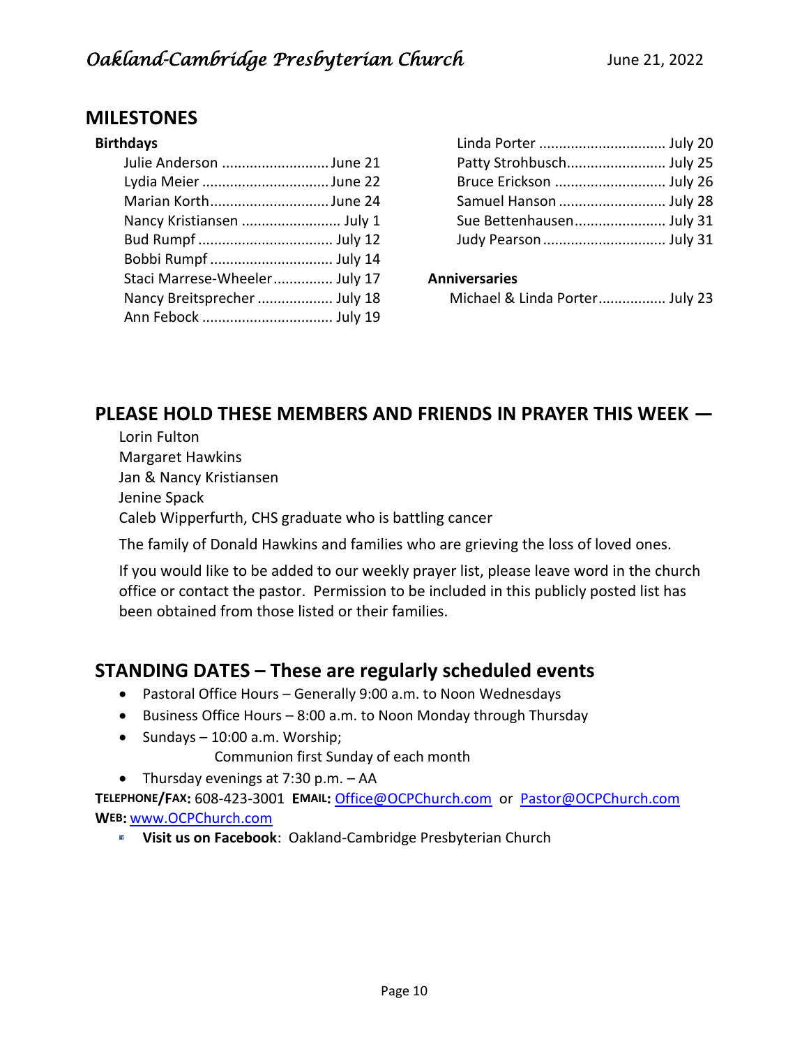## MILESTONES

### Birthdays

Julie Anderson .......................... June 21
Lydia Meier ................................ June 22
Marian Korth.............................. June 24
Nancy Kristiansen ......................... July 1
Bud Rumpf ................................. July 12
Bobbi Rumpf .............................. July 14
Staci Marrese-Wheeler............... July 17
Nancy Breitsprecher ................... July 18
Ann Febock ................................ July 19
Linda Porter ................................ July 20
Patty Strohbusch......................... July 25
Bruce Erickson ............................ July 26
Samuel Hanson ........................... July 28
Sue Bettenhausen....................... July 31
Judy Pearson ............................... July 31

### Anniversaries

Michael & Linda Porter................. July 23

## PLEASE HOLD THESE MEMBERS AND FRIENDS IN PRAYER THIS WEEK —

Lorin Fulton
Margaret Hawkins
Jan & Nancy Kristiansen
Jenine Spack
Caleb Wipperfurth, CHS graduate who is battling cancer

The family of Donald Hawkins and families who are grieving the loss of loved ones.

If you would like to be added to our weekly prayer list, please leave word in the church office or contact the pastor. Permission to be included in this publicly posted list has been obtained from those listed or their families.

## STANDING DATES – These are regularly scheduled events

- Pastoral Office Hours – Generally 9:00 a.m. to Noon Wednesdays
- Business Office Hours – 8:00 a.m. to Noon Monday through Thursday
- Sundays – 10:00 a.m. Worship;
  Communion first Sunday of each month
- Thursday evenings at 7:30 p.m. – AA

**TELEPHONE/FAX:** 608-423-3001 **EMAIL:** Office@OCPChurch.com or Pastor@OCPChurch.com
**WEB:** www.OCPChurch.com

- **Visit us on Facebook**: Oakland-Cambridge Presbyterian Church